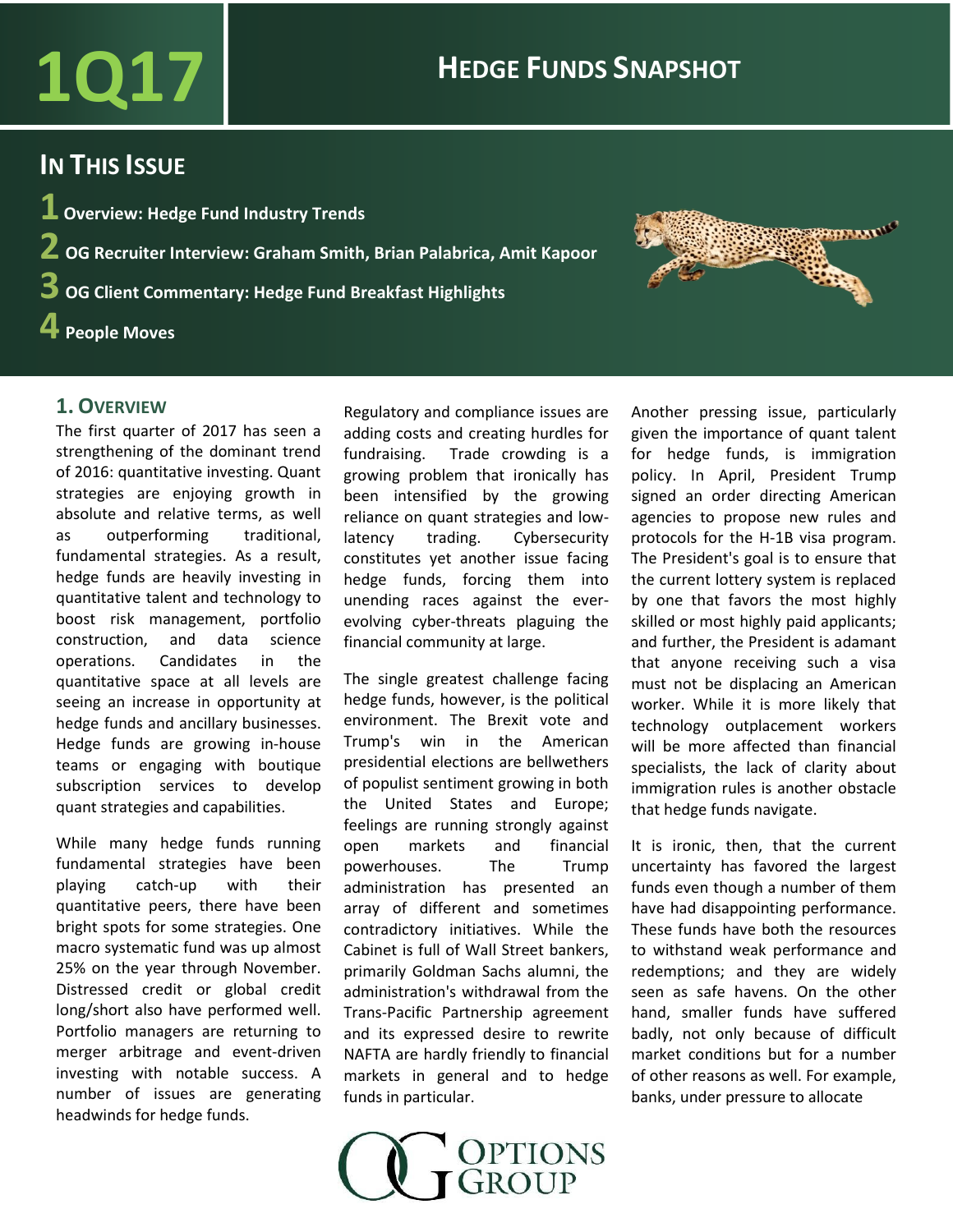# 1Q17 Hedge Funds Snapshot

## In This Issue

1. Overview: Hedge Fund Industry Trends
2. OG Recruiter Interview: Graham Smith, Brian Palabrica, Amit Kapoor
3. OG Client Commentary: Hedge Fund Breakfast Highlights
4. People Moves

## 1. Overview

The first quarter of 2017 has seen a strengthening of the dominant trend of 2016: quantitative investing. Quant strategies are enjoying growth in absolute and relative terms, as well as outperforming traditional, fundamental strategies. As a result, hedge funds are heavily investing in quantitative talent and technology to boost risk management, portfolio construction, and data science operations. Candidates in the quantitative space at all levels are seeing an increase in opportunity at hedge funds and ancillary businesses. Hedge funds are growing in-house teams or engaging with boutique subscription services to develop quant strategies and capabilities.

While many hedge funds running fundamental strategies have been playing catch-up with their quantitative peers, there have been bright spots for some strategies. One macro systematic fund was up almost 25% on the year through November. Distressed credit or global credit long/short also have performed well. Portfolio managers are returning to merger arbitrage and event-driven investing with notable success. A number of issues are generating headwinds for hedge funds.

Regulatory and compliance issues are adding costs and creating hurdles for fundraising. Trade crowding is a growing problem that ironically has been intensified by the growing reliance on quant strategies and low-latency trading. Cybersecurity constitutes yet another issue facing hedge funds, forcing them into unending races against the ever-evolving cyber-threats plaguing the financial community at large.

The single greatest challenge facing hedge funds, however, is the political environment. The Brexit vote and Trump's win in the American presidential elections are bellwethers of populist sentiment growing in both the United States and Europe; feelings are running strongly against open markets and financial powerhouses. The Trump administration has presented an array of different and sometimes contradictory initiatives. While the Cabinet is full of Wall Street bankers, primarily Goldman Sachs alumni, the administration's withdrawal from the Trans-Pacific Partnership agreement and its expressed desire to rewrite NAFTA are hardly friendly to financial markets in general and to hedge funds in particular.

Another pressing issue, particularly given the importance of quant talent for hedge funds, is immigration policy. In April, President Trump signed an order directing American agencies to propose new rules and protocols for the H-1B visa program. The President's goal is to ensure that the current lottery system is replaced by one that favors the most highly skilled or most highly paid applicants; and further, the President is adamant that anyone receiving such a visa must not be displacing an American worker. While it is more likely that technology outplacement workers will be more affected than financial specialists, the lack of clarity about immigration rules is another obstacle that hedge funds navigate.

It is ironic, then, that the current uncertainty has favored the largest funds even though a number of them have had disappointing performance. These funds have both the resources to withstand weak performance and redemptions; and they are widely seen as safe havens. On the other hand, smaller funds have suffered badly, not only because of difficult market conditions but for a number of other reasons as well. For example, banks, under pressure to allocate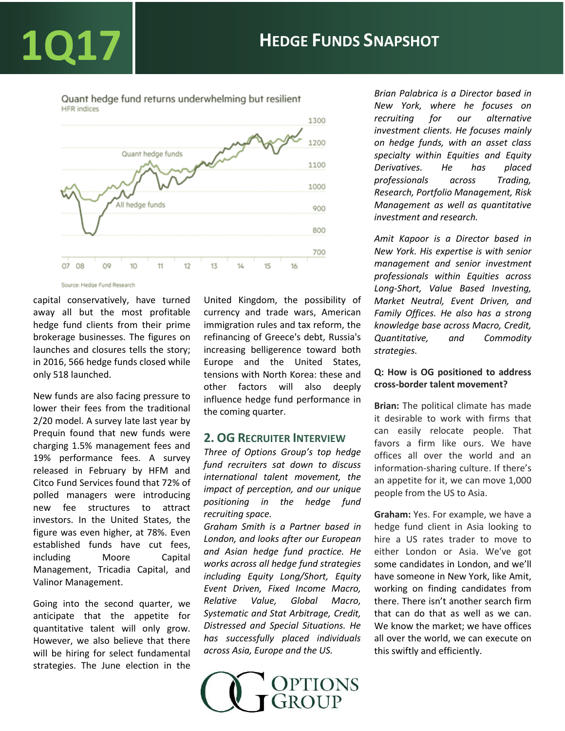Quant hedge fund returns underwhelming but resilient

HFR indices

Source: Hedge Fund Research

capital conservatively, have turned away all but the most profitable hedge fund clients from their prime brokerage businesses. The figures on launches and closures tells the story; in 2016, 566 hedge funds closed while only 518 launched.

New funds are also facing pressure to lower their fees from the traditional 2/20 model. A survey late last year by Prequin found that new funds were charging 1.5% management fees and 19% performance fees. A survey released in February by HFM and Citco Fund Services found that 72% of polled managers were introducing new fee structures to attract investors. In the United States, the figure was even higher, at 78%. Even established funds have cut fees, including Moore Capital Management, Tricadia Capital, and Valinor Management.

Going into the second quarter, we anticipate that the appetite for quantitative talent will only grow. However, we also believe that there will be hiring for select fundamental strategies. The June election in the United Kingdom, the possibility of currency and trade wars, American immigration rules and tax reform, the refinancing of Greece's debt, Russia's increasing belligerence toward both Europe and the United States, tensions with North Korea: these and other factors will also deeply influence hedge fund performance in the coming quarter.

## 2. OG Recruiter Interview

*Three of Options Group's top hedge fund recruiters sat down to discuss international talent movement, the impact of perception, and our unique positioning in the hedge fund recruiting space.*

*Graham Smith is a Partner based in London, and looks after our European and Asian hedge fund practice. He works across all hedge fund strategies including Equity Long/Short, Equity Event Driven, Fixed Income Macro, Relative Value, Global Macro, Systematic and Stat Arbitrage, Credit, Distressed and Special Situations. He has successfully placed individuals across Asia, Europe and the US.*

*Brian Palabrica is a Director based in New York, where he focuses on recruiting for our alternative investment clients. He focuses mainly on hedge funds, with an asset class specialty within Equities and Equity Derivatives. He has placed professionals across Trading, Research, Portfolio Management, Risk Management as well as quantitative investment and research.*

*Amit Kapoor is a Director based in New York. His expertise is with senior management and senior investment professionals within Equities across Long-Short, Value Based Investing, Market Neutral, Event Driven, and Family Offices. He also has a strong knowledge base across Macro, Credit, Quantitative, and Commodity strategies.*

**Q: How is OG positioned to address cross-border talent movement?**

**Brian:** The political climate has made it desirable to work with firms that can easily relocate people. That favors a firm like ours. We have offices all over the world and an information-sharing culture. If there's an appetite for it, we can move 1,000 people from the US to Asia.

**Graham:** Yes. For example, we have a hedge fund client in Asia looking to hire a US rates trader to move to either London or Asia. We've got some candidates in London, and we'll have someone in New York, like Amit, working on finding candidates from there. There isn't another search firm that can do that as well as we can. We know the market; we have offices all over the world, we can execute on this swiftly and efficiently.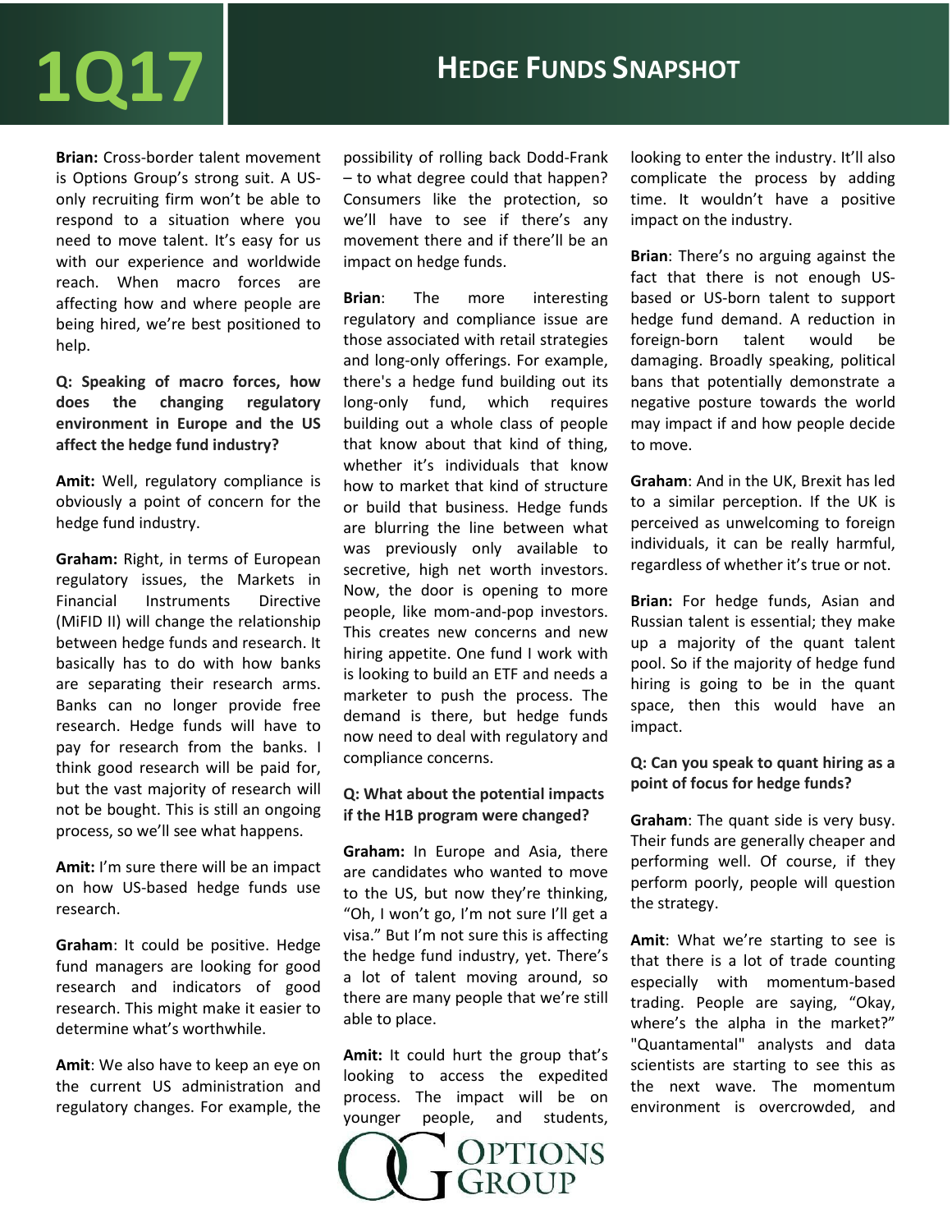**Brian:** Cross-border talent movement is Options Group's strong suit. A US-only recruiting firm won't be able to respond to a situation where you need to move talent. It's easy for us with our experience and worldwide reach. When macro forces are affecting how and where people are being hired, we're best positioned to help.

**Q: Speaking of macro forces, how does the changing regulatory environment in Europe and the US affect the hedge fund industry?**

**Amit:** Well, regulatory compliance is obviously a point of concern for the hedge fund industry.

**Graham:** Right, in terms of European regulatory issues, the Markets in Financial Instruments Directive (MiFID II) will change the relationship between hedge funds and research. It basically has to do with how banks are separating their research arms. Banks can no longer provide free research. Hedge funds will have to pay for research from the banks. I think good research will be paid for, but the vast majority of research will not be bought. This is still an ongoing process, so we'll see what happens.

**Amit:** I'm sure there will be an impact on how US-based hedge funds use research.

**Graham**: It could be positive. Hedge fund managers are looking for good research and indicators of good research. This might make it easier to determine what's worthwhile.

**Amit**: We also have to keep an eye on the current US administration and regulatory changes. For example, the possibility of rolling back Dodd-Frank – to what degree could that happen? Consumers like the protection, so we'll have to see if there's any movement there and if there'll be an impact on hedge funds.

**Brian**: The more interesting regulatory and compliance issue are those associated with retail strategies and long-only offerings. For example, there's a hedge fund building out its long-only fund, which requires building out a whole class of people that know about that kind of thing, whether it's individuals that know how to market that kind of structure or build that business. Hedge funds are blurring the line between what was previously only available to secretive, high net worth investors. Now, the door is opening to more people, like mom-and-pop investors. This creates new concerns and new hiring appetite. One fund I work with is looking to build an ETF and needs a marketer to push the process. The demand is there, but hedge funds now need to deal with regulatory and compliance concerns.

**Q: What about the potential impacts if the H1B program were changed?**

**Graham:** In Europe and Asia, there are candidates who wanted to move to the US, but now they're thinking, "Oh, I won't go, I'm not sure I'll get a visa." But I'm not sure this is affecting the hedge fund industry, yet. There's a lot of talent moving around, so there are many people that we're still able to place.

**Amit:** It could hurt the group that's looking to access the expedited process. The impact will be on younger people, and students, looking to enter the industry. It'll also complicate the process by adding time. It wouldn't have a positive impact on the industry.

**Brian**: There's no arguing against the fact that there is not enough US-based or US-born talent to support hedge fund demand. A reduction in foreign-born talent would be damaging. Broadly speaking, political bans that potentially demonstrate a negative posture towards the world may impact if and how people decide to move.

**Graham**: And in the UK, Brexit has led to a similar perception. If the UK is perceived as unwelcoming to foreign individuals, it can be really harmful, regardless of whether it's true or not.

**Brian:** For hedge funds, Asian and Russian talent is essential; they make up a majority of the quant talent pool. So if the majority of hedge fund hiring is going to be in the quant space, then this would have an impact.

**Q: Can you speak to quant hiring as a point of focus for hedge funds?**

**Graham**: The quant side is very busy. Their funds are generally cheaper and performing well. Of course, if they perform poorly, people will question the strategy.

**Amit**: What we're starting to see is that there is a lot of trade counting especially with momentum-based trading. People are saying, "Okay, where's the alpha in the market?" "Quantamental" analysts and data scientists are starting to see this as the next wave. The momentum environment is overcrowded, and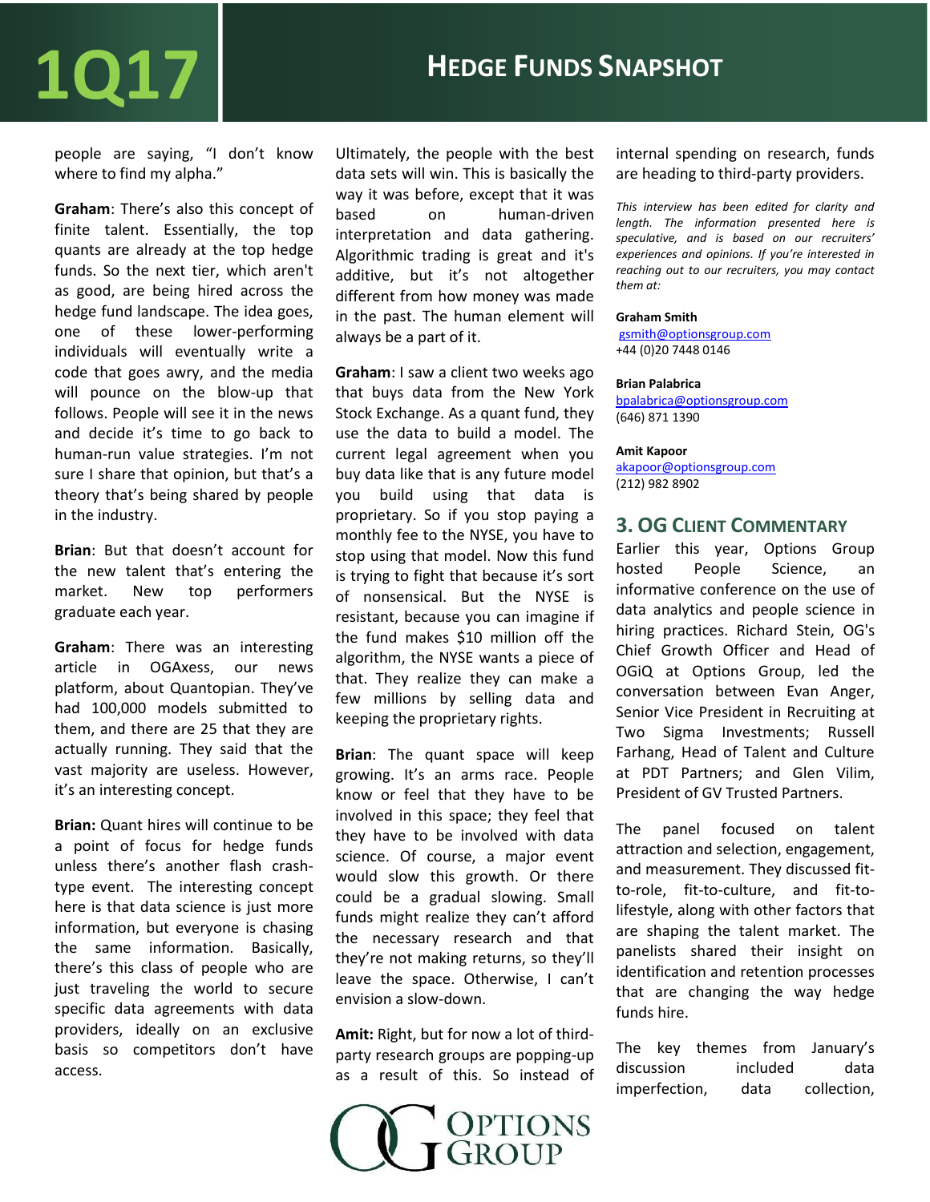people are saying, "I don't know where to find my alpha."

**Graham**: There's also this concept of finite talent. Essentially, the top quants are already at the top hedge funds. So the next tier, which aren't as good, are being hired across the hedge fund landscape. The idea goes, one of these lower-performing individuals will eventually write a code that goes awry, and the media will pounce on the blow-up that follows. People will see it in the news and decide it's time to go back to human-run value strategies. I'm not sure I share that opinion, but that's a theory that's being shared by people in the industry.

**Brian**: But that doesn't account for the new talent that's entering the market. New top performers graduate each year.

**Graham**: There was an interesting article in OGAxess, our news platform, about Quantopian. They've had 100,000 models submitted to them, and there are 25 that they are actually running. They said that the vast majority are useless. However, it's an interesting concept.

**Brian:** Quant hires will continue to be a point of focus for hedge funds unless there's another flash crash-type event. The interesting concept here is that data science is just more information, but everyone is chasing the same information. Basically, there's this class of people who are just traveling the world to secure specific data agreements with data providers, ideally on an exclusive basis so competitors don't have access.

Ultimately, the people with the best data sets will win. This is basically the way it was before, except that it was based on human-driven interpretation and data gathering. Algorithmic trading is great and it's additive, but it's not altogether different from how money was made in the past. The human element will always be a part of it.

**Graham**: I saw a client two weeks ago that buys data from the New York Stock Exchange. As a quant fund, they use the data to build a model. The current legal agreement when you buy data like that is any future model you build using that data is proprietary. So if you stop paying a monthly fee to the NYSE, you have to stop using that model. Now this fund is trying to fight that because it's sort of nonsensical. But the NYSE is resistant, because you can imagine if the fund makes $10 million off the algorithm, the NYSE wants a piece of that. They realize they can make a few millions by selling data and keeping the proprietary rights.

**Brian**: The quant space will keep growing. It's an arms race. People know or feel that they have to be involved in this space; they feel that they have to be involved with data science. Of course, a major event would slow this growth. Or there could be a gradual slowing. Small funds might realize they can't afford the necessary research and that they're not making returns, so they'll leave the space. Otherwise, I can't envision a slow-down.

**Amit:** Right, but for now a lot of third-party research groups are popping-up as a result of this. So instead of internal spending on research, funds are heading to third-party providers.

*This interview has been edited for clarity and length. The information presented here is speculative, and is based on our recruiters' experiences and opinions. If you're interested in reaching out to our recruiters, you may contact them at:*

**Graham Smith**
gsmith@optionsgroup.com
+44 (0)20 7448 0146

**Brian Palabrica**
bpalabrica@optionsgroup.com
(646) 871 1390

**Amit Kapoor**
akapoor@optionsgroup.com
(212) 982 8902

## 3. OG Client Commentary

Earlier this year, Options Group hosted People Science, an informative conference on the use of data analytics and people science in hiring practices. Richard Stein, OG's Chief Growth Officer and Head of OGiQ at Options Group, led the conversation between Evan Anger, Senior Vice President in Recruiting at Two Sigma Investments; Russell Farhang, Head of Talent and Culture at PDT Partners; and Glen Vilim, President of GV Trusted Partners.

The panel focused on talent attraction and selection, engagement, and measurement. They discussed fit-to-role, fit-to-culture, and fit-to-lifestyle, along with other factors that are shaping the talent market. The panelists shared their insight on identification and retention processes that are changing the way hedge funds hire.

The key themes from January's discussion included data imperfection, data collection,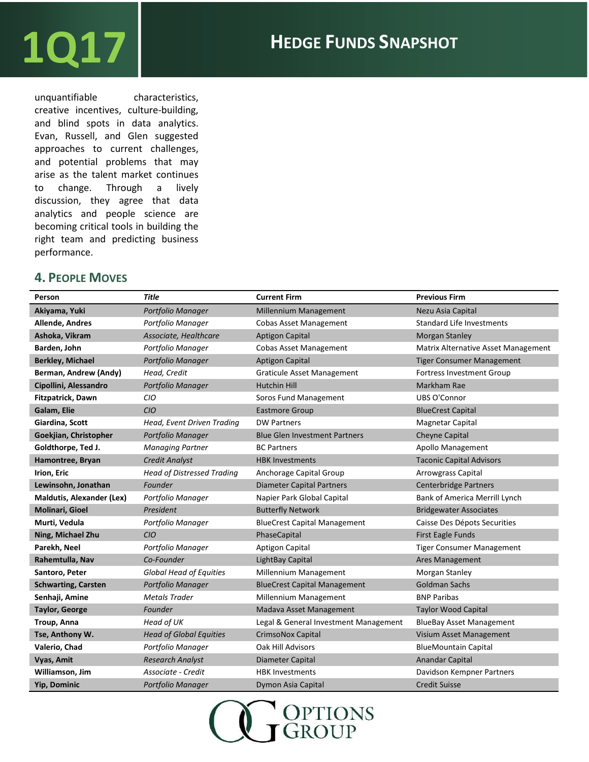unquantifiable characteristics, creative incentives, culture-building, and blind spots in data analytics. Evan, Russell, and Glen suggested approaches to current challenges, and potential problems that may arise as the talent market continues to change. Through a lively discussion, they agree that data analytics and people science are becoming critical tools in building the right team and predicting business performance.

## 4. People Moves

| Person | *Title* | Current Firm | Previous Firm |
|---|---|---|---|
| **Akiyama, Yuki** | *Portfolio Manager* | Millennium Management | Nezu Asia Capital |
| **Allende, Andres** | *Portfolio Manager* | Cobas Asset Management | Standard Life Investments |
| **Ashoka, Vikram** | *Associate, Healthcare* | Aptigon Capital | Morgan Stanley |
| **Barden, John** | *Portfolio Manager* | Cobas Asset Management | Matrix Alternative Asset Management |
| **Berkley, Michael** | *Portfolio Manager* | Aptigon Capital | Tiger Consumer Management |
| **Berman, Andrew (Andy)** | *Head, Credit* | Graticule Asset Management | Fortress Investment Group |
| **Cipollini, Alessandro** | *Portfolio Manager* | Hutchin Hill | Markham Rae |
| **Fitzpatrick, Dawn** | *CIO* | Soros Fund Management | UBS O'Connor |
| **Galam, Elie** | *CIO* | Eastmore Group | BlueCrest Capital |
| **Giardina, Scott** | *Head, Event Driven Trading* | DW Partners | Magnetar Capital |
| **Goekjian, Christopher** | *Portfolio Manager* | Blue Glen Investment Partners | Cheyne Capital |
| **Goldthorpe, Ted J.** | *Managing Partner* | BC Partners | Apollo Management |
| **Hamontree, Bryan** | *Credit Analyst* | HBK Investments | Taconic Capital Advisors |
| **Irion, Eric** | *Head of Distressed Trading* | Anchorage Capital Group | Arrowgrass Capital |
| **Lewinsohn, Jonathan** | *Founder* | Diameter Capital Partners | Centerbridge Partners |
| **Maldutis, Alexander (Lex)** | *Portfolio Manager* | Napier Park Global Capital | Bank of America Merrill Lynch |
| **Molinari, Gioel** | *President* | Butterfly Network | Bridgewater Associates |
| **Murti, Vedula** | *Portfolio Manager* | BlueCrest Capital Management | Caisse Des Dépots Securities |
| **Ning, Michael Zhu** | *CIO* | PhaseCapital | First Eagle Funds |
| **Parekh, Neel** | *Portfolio Manager* | Aptigon Capital | Tiger Consumer Management |
| **Rahemtulla, Nav** | *Co-Founder* | LightBay Capital | Ares Management |
| **Santoro, Peter** | *Global Head of Equities* | Millennium Management | Morgan Stanley |
| **Schwarting, Carsten** | *Portfolio Manager* | BlueCrest Capital Management | Goldman Sachs |
| **Senhaji, Amine** | *Metals Trader* | Millennium Management | BNP Paribas |
| **Taylor, George** | *Founder* | Madava Asset Management | Taylor Wood Capital |
| **Troup, Anna** | *Head of UK* | Legal & General Investment Management | BlueBay Asset Management |
| **Tse, Anthony W.** | *Head of Global Equities* | CrimsoNox Capital | Visium Asset Management |
| **Valerio, Chad** | *Portfolio Manager* | Oak Hill Advisors | BlueMountain Capital |
| **Vyas, Amit** | *Research Analyst* | Diameter Capital | Anandar Capital |
| **Williamson, Jim** | *Associate - Credit* | HBK Investments | Davidson Kempner Partners |
| **Yip, Dominic** | *Portfolio Manager* | Dymon Asia Capital | Credit Suisse |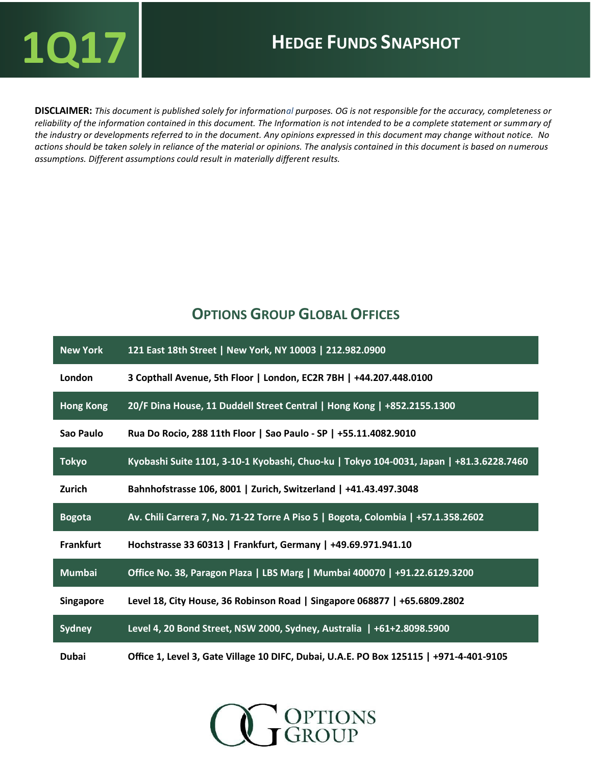# 1Q17 HEDGE FUNDS SNAPSHOT

**DISCLAIMER:** *This document is published solely for informational purposes. OG is not responsible for the accuracy, completeness or reliability of the information contained in this document. The Information is not intended to be a complete statement or summary of the industry or developments referred to in the document. Any opinions expressed in this document may change without notice. No actions should be taken solely in reliance of the material or opinions. The analysis contained in this document is based on numerous assumptions. Different assumptions could result in materially different results.*

## OPTIONS GROUP GLOBAL OFFICES

| | |
|---|---|
| **New York** | **121 East 18th Street \| New York, NY 10003 \| 212.982.0900** |
| **London** | **3 Copthall Avenue, 5th Floor \| London, EC2R 7BH \| +44.207.448.0100** |
| **Hong Kong** | **20/F Dina House, 11 Duddell Street Central \| Hong Kong \| +852.2155.1300** |
| **Sao Paulo** | **Rua Do Rocio, 288 11th Floor \| Sao Paulo - SP \| +55.11.4082.9010** |
| **Tokyo** | **Kyobashi Suite 1101, 3-10-1 Kyobashi, Chuo-ku \| Tokyo 104-0031, Japan \| +81.3.6228.7460** |
| **Zurich** | **Bahnhofstrasse 106, 8001 \| Zurich, Switzerland \| +41.43.497.3048** |
| **Bogota** | **Av. Chili Carrera 7, No. 71-22 Torre A Piso 5 \| Bogota, Colombia \| +57.1.358.2602** |
| **Frankfurt** | **Hochstrasse 33 60313 \| Frankfurt, Germany \| +49.69.971.941.10** |
| **Mumbai** | **Office No. 38, Paragon Plaza \| LBS Marg \| Mumbai 400070 \| +91.22.6129.3200** |
| **Singapore** | **Level 18, City House, 36 Robinson Road \| Singapore 068877 \| +65.6809.2802** |
| **Sydney** | **Level 4, 20 Bond Street, NSW 2000, Sydney, Australia \| +61+2.8098.5900** |
| **Dubai** | **Office 1, Level 3, Gate Village 10 DIFC, Dubai, U.A.E. PO Box 125115 \| +971-4-401-9105** |

OPTIONS GROUP